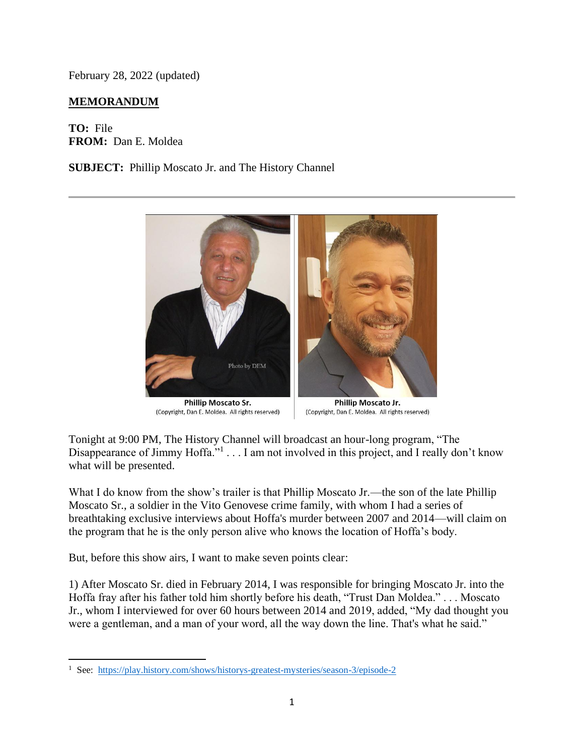February 28, 2022 (updated)

**MEMORANDUM**

**TO:** File
**FROM:** Dan E. Moldea

**SUBJECT:** Phillip Moscato Jr. and The History Channel

---

**Phillip Moscato Sr.**
(Copyright, Dan E. Moldea. All rights reserved)

**Phillip Moscato Jr.**
(Copyright, Dan E. Moldea. All rights reserved)

Tonight at 9:00 PM, The History Channel will broadcast an hour-long program, "The Disappearance of Jimmy Hoffa."[1] . . . I am not involved in this project, and I really don't know what will be presented.

What I do know from the show's trailer is that Phillip Moscato Jr.—the son of the late Phillip Moscato Sr., a soldier in the Vito Genovese crime family, with whom I had a series of breathtaking exclusive interviews about Hoffa's murder between 2007 and 2014—will claim on the program that he is the only person alive who knows the location of Hoffa's body.

But, before this show airs, I want to make seven points clear:

1) After Moscato Sr. died in February 2014, I was responsible for bringing Moscato Jr. into the Hoffa fray after his father told him shortly before his death, "Trust Dan Moldea." . . . Moscato Jr., whom I interviewed for over 60 hours between 2014 and 2019, added, "My dad thought you were a gentleman, and a man of your word, all the way down the line. That's what he said."

---

[1] See: https://play.history.com/shows/historys-greatest-mysteries/season-3/episode-2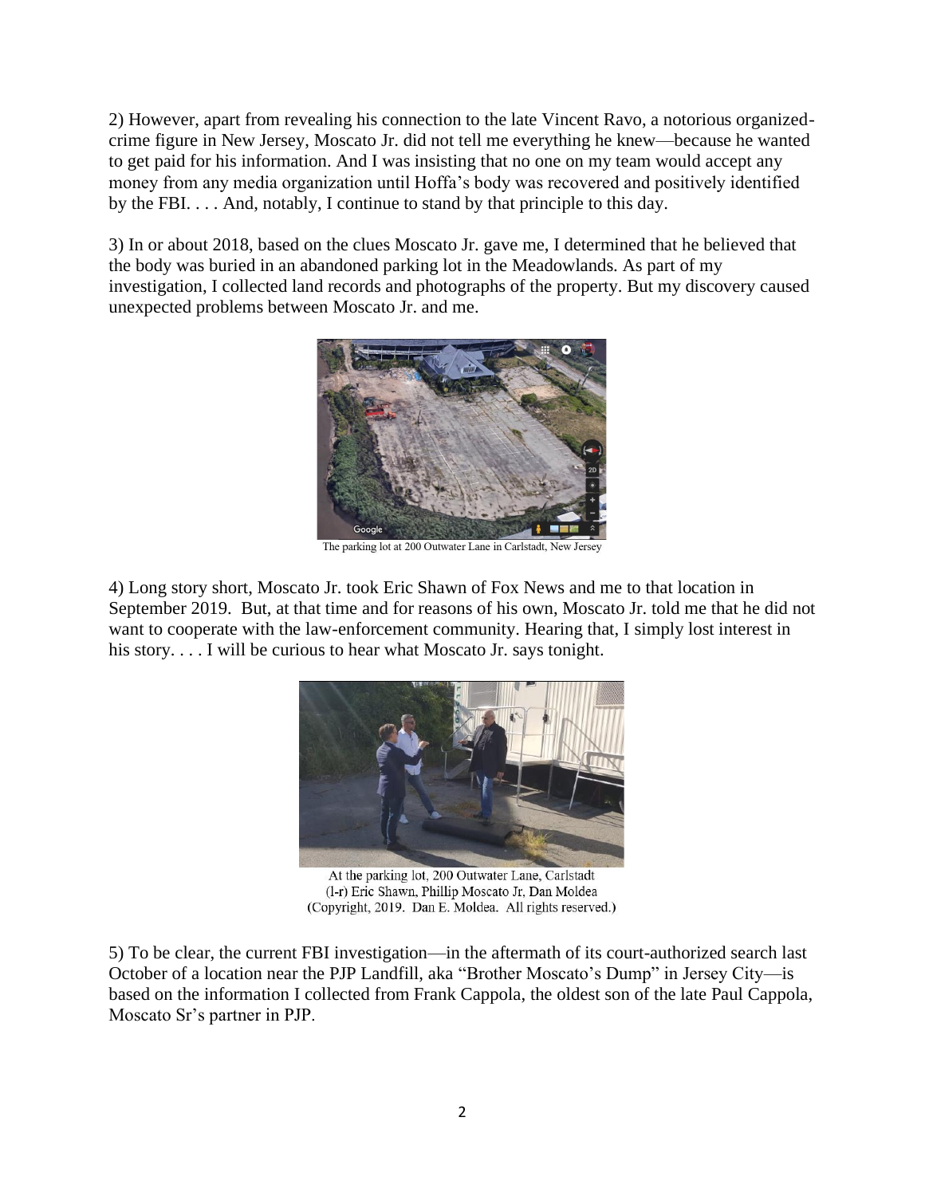2) However, apart from revealing his connection to the late Vincent Ravo, a notorious organized-crime figure in New Jersey, Moscato Jr. did not tell me everything he knew—because he wanted to get paid for his information. And I was insisting that no one on my team would accept any money from any media organization until Hoffa's body was recovered and positively identified by the FBI. . . . And, notably, I continue to stand by that principle to this day.

3) In or about 2018, based on the clues Moscato Jr. gave me, I determined that he believed that the body was buried in an abandoned parking lot in the Meadowlands. As part of my investigation, I collected land records and photographs of the property. But my discovery caused unexpected problems between Moscato Jr. and me.

The parking lot at 200 Outwater Lane in Carlstadt, New Jersey

4) Long story short, Moscato Jr. took Eric Shawn of Fox News and me to that location in September 2019. But, at that time and for reasons of his own, Moscato Jr. told me that he did not want to cooperate with the law-enforcement community. Hearing that, I simply lost interest in his story. . . . I will be curious to hear what Moscato Jr. says tonight.

At the parking lot, 200 Outwater Lane, Carlstadt
(l-r) Eric Shawn, Phillip Moscato Jr, Dan Moldea
(Copyright, 2019. Dan E. Moldea. All rights reserved.)

5) To be clear, the current FBI investigation—in the aftermath of its court-authorized search last October of a location near the PJP Landfill, aka "Brother Moscato's Dump" in Jersey City—is based on the information I collected from Frank Cappola, the oldest son of the late Paul Cappola, Moscato Sr's partner in PJP.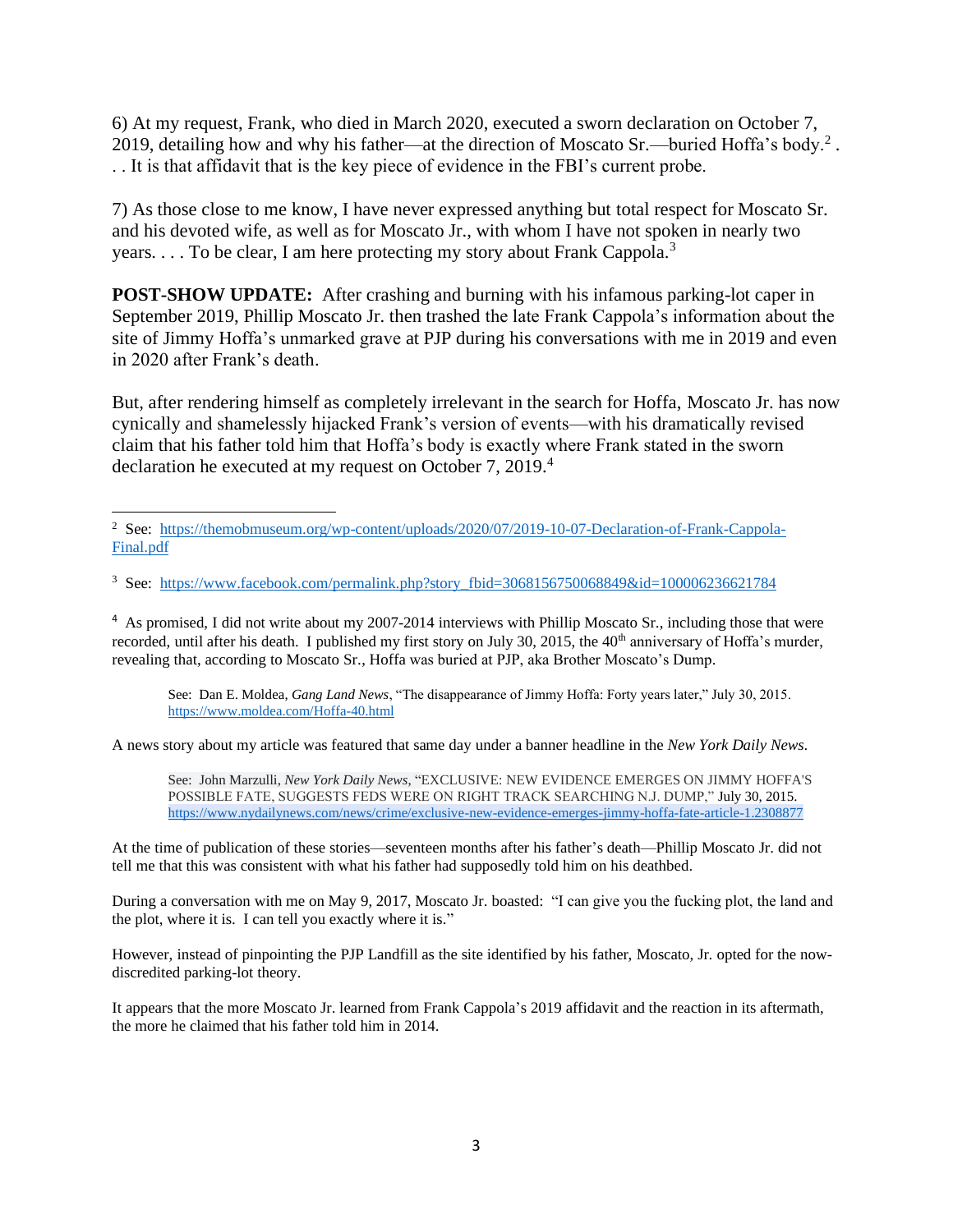6) At my request, Frank, who died in March 2020, executed a sworn declaration on October 7, 2019, detailing how and why his father—at the direction of Moscato Sr.—buried Hoffa's body.[2] . . . It is that affidavit that is the key piece of evidence in the FBI's current probe.

7) As those close to me know, I have never expressed anything but total respect for Moscato Sr. and his devoted wife, as well as for Moscato Jr., with whom I have not spoken in nearly two years. . . . To be clear, I am here protecting my story about Frank Cappola.[3]

**POST-SHOW UPDATE:** After crashing and burning with his infamous parking-lot caper in September 2019, Phillip Moscato Jr. then trashed the late Frank Cappola's information about the site of Jimmy Hoffa's unmarked grave at PJP during his conversations with me in 2019 and even in 2020 after Frank's death.

But, after rendering himself as completely irrelevant in the search for Hoffa, Moscato Jr. has now cynically and shamelessly hijacked Frank's version of events—with his dramatically revised claim that his father told him that Hoffa's body is exactly where Frank stated in the sworn declaration he executed at my request on October 7, 2019.[4]

---

[2] See: https://themobmuseum.org/wp-content/uploads/2020/07/2019-10-07-Declaration-of-Frank-Cappola-Final.pdf

[3] See: https://www.facebook.com/permalink.php?story_fbid=3068156750068849&id=100006236621784

[4] As promised, I did not write about my 2007-2014 interviews with Phillip Moscato Sr., including those that were recorded, until after his death. I published my first story on July 30, 2015, the 40th anniversary of Hoffa's murder, revealing that, according to Moscato Sr., Hoffa was buried at PJP, aka Brother Moscato's Dump.

> See: Dan E. Moldea, *Gang Land News*, "The disappearance of Jimmy Hoffa: Forty years later," July 30, 2015. https://www.moldea.com/Hoffa-40.html

A news story about my article was featured that same day under a banner headline in the *New York Daily News*.

> See: John Marzulli, *New York Daily News*, "EXCLUSIVE: NEW EVIDENCE EMERGES ON JIMMY HOFFA'S POSSIBLE FATE, SUGGESTS FEDS WERE ON RIGHT TRACK SEARCHING N.J. DUMP," July 30, 2015. https://www.nydailynews.com/news/crime/exclusive-new-evidence-emerges-jimmy-hoffa-fate-article-1.2308877

At the time of publication of these stories—seventeen months after his father's death—Phillip Moscato Jr. did not tell me that this was consistent with what his father had supposedly told him on his deathbed.

During a conversation with me on May 9, 2017, Moscato Jr. boasted: "I can give you the fucking plot, the land and the plot, where it is. I can tell you exactly where it is."

However, instead of pinpointing the PJP Landfill as the site identified by his father, Moscato, Jr. opted for the now-discredited parking-lot theory.

It appears that the more Moscato Jr. learned from Frank Cappola's 2019 affidavit and the reaction in its aftermath, the more he claimed that his father told him in 2014.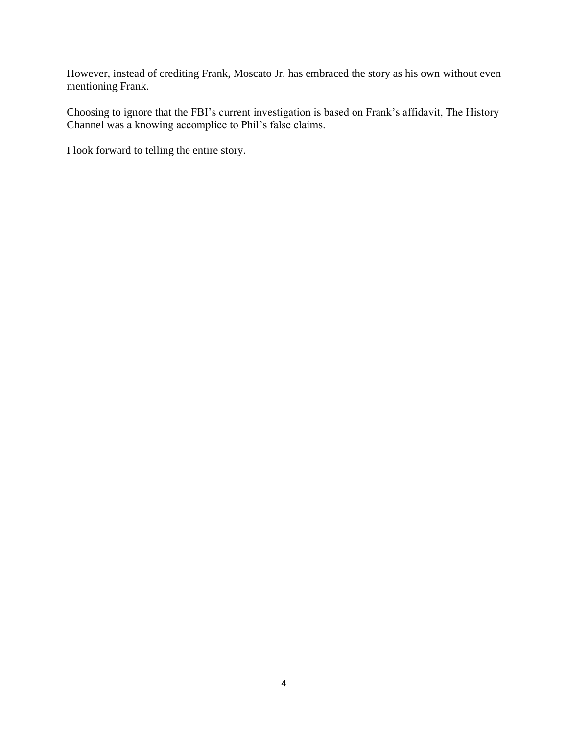However, instead of crediting Frank, Moscato Jr. has embraced the story as his own without even mentioning Frank.

Choosing to ignore that the FBI's current investigation is based on Frank's affidavit, The History Channel was a knowing accomplice to Phil's false claims.

I look forward to telling the entire story.